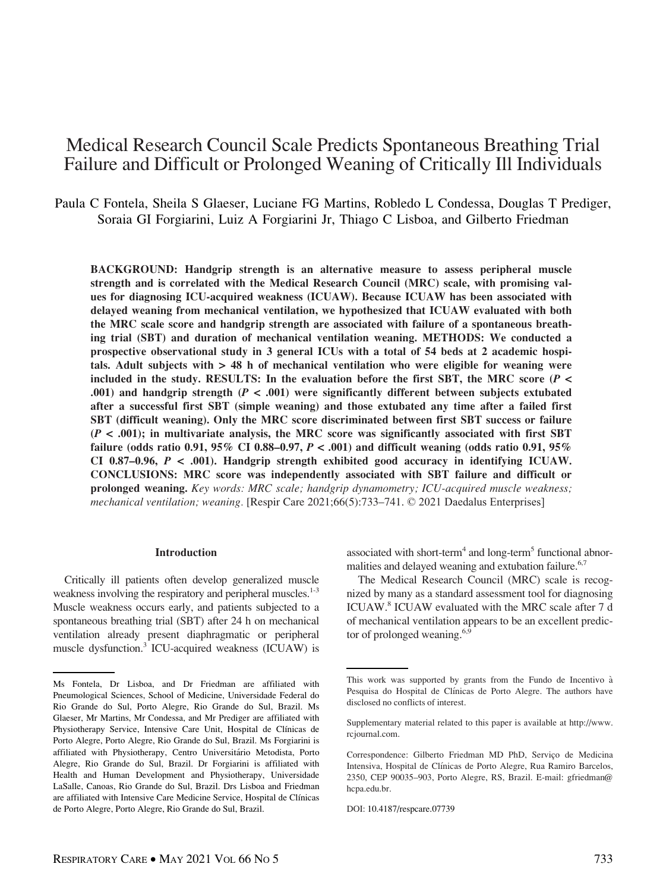# Medical Research Council Scale Predicts Spontaneous Breathing Trial Failure and Difficult or Prolonged Weaning of Critically Ill Individuals

Paula C Fontela, Sheila S Glaeser, Luciane FG Martins, Robledo L Condessa, Douglas T Prediger, Soraia GI Forgiarini, Luiz A Forgiarini Jr, Thiago C Lisboa, and Gilberto Friedman

**BACKGROUND: Handgrip strength is an alternative measure to assess peripheral muscle strength and is correlated with the Medical Research Council (MRC) scale, with promising values for diagnosing ICU-acquired weakness (ICUAW). Because ICUAW has been associated with delayed weaning from mechanical ventilation, we hypothesized that ICUAW evaluated with both the MRC scale score and handgrip strength are associated with failure of a spontaneous breathing trial (SBT) and duration of mechanical ventilation weaning. METHODS: We conducted a prospective observational study in 3 general ICUs with a total of 54 beds at 2 academic hospitals. Adult subjects with > 48 h of mechanical ventilation who were eligible for weaning were included in the study. RESULTS: In the evaluation before the first SBT, the MRC score (*P* < .001) and handgrip strength (*P* < .001) were significantly different between subjects extubated after a successful first SBT (simple weaning) and those extubated any time after a failed first SBT (difficult weaning). Only the MRC score discriminated between first SBT success or failure (*P* < .001); in multivariate analysis, the MRC score was significantly associated with first SBT failure (odds ratio 0.91, 95% CI 0.88–0.97, *P* < .001) and difficult weaning (odds ratio 0.91, 95% CI 0.87–0.96, *P* < .001). Handgrip strength exhibited good accuracy in identifying ICUAW. CONCLUSIONS: MRC score was independently associated with SBT failure and difficult or prolonged weaning.** *Key words: MRC scale; handgrip dynamometry; ICU-acquired muscle weakness; mechanical ventilation; weaning.* [Respir Care 2021;66(5):733–741. © 2021 Daedalus Enterprises]

## Introduction

Critically ill patients often develop generalized muscle weakness involving the respiratory and peripheral muscles.[1-3] Muscle weakness occurs early, and patients subjected to a spontaneous breathing trial (SBT) after 24 h on mechanical ventilation already present diaphragmatic or peripheral muscle dysfunction.[3] ICU-acquired weakness (ICUAW) is associated with short-term[4] and long-term[5] functional abnormalities and delayed weaning and extubation failure.[6,7]

The Medical Research Council (MRC) scale is recognized by many as a standard assessment tool for diagnosing ICUAW.[8] ICUAW evaluated with the MRC scale after 7 d of mechanical ventilation appears to be an excellent predictor of prolonged weaning.[6,9]

---

Ms Fontela, Dr Lisboa, and Dr Friedman are affiliated with Pneumological Sciences, School of Medicine, Universidade Federal do Rio Grande do Sul, Porto Alegre, Rio Grande do Sul, Brazil. Ms Glaeser, Mr Martins, Mr Condessa, and Mr Prediger are affiliated with Physiotherapy Service, Intensive Care Unit, Hospital de Clínicas de Porto Alegre, Porto Alegre, Rio Grande do Sul, Brazil. Ms Forgiarini is affiliated with Physiotherapy, Centro Universitário Metodista, Porto Alegre, Rio Grande do Sul, Brazil. Dr Forgiarini is affiliated with Health and Human Development and Physiotherapy, Universidade LaSalle, Canoas, Rio Grande do Sul, Brazil. Drs Lisboa and Friedman are affiliated with Intensive Care Medicine Service, Hospital de Clínicas de Porto Alegre, Porto Alegre, Rio Grande do Sul, Brazil.

This work was supported by grants from the Fundo de Incentivo à Pesquisa do Hospital de Clínicas de Porto Alegre. The authors have disclosed no conflicts of interest.

Supplementary material related to this paper is available at http://www.rcjournal.com.

Correspondence: Gilberto Friedman MD PhD, Serviço de Medicina Intensiva, Hospital de Clínicas de Porto Alegre, Rua Ramiro Barcelos, 2350, CEP 90035–903, Porto Alegre, RS, Brazil. E-mail: gfriedman@hcpa.edu.br.

DOI: 10.4187/respcare.07739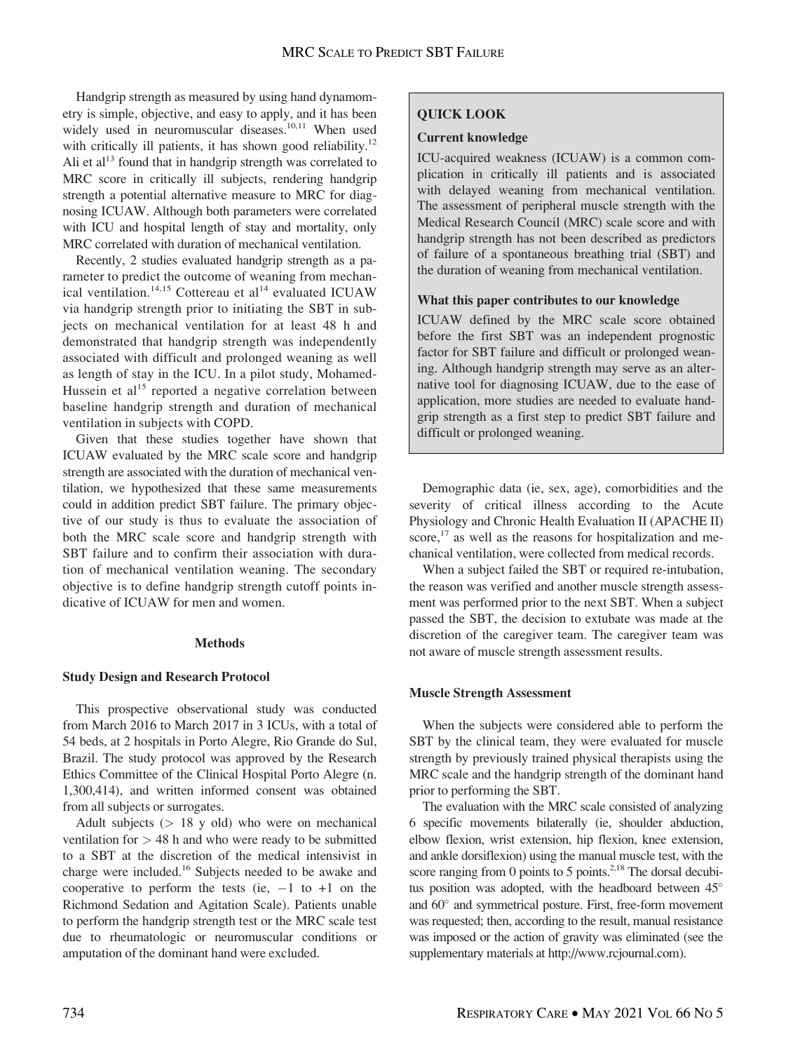Handgrip strength as measured by using hand dynamometry is simple, objective, and easy to apply, and it has been widely used in neuromuscular diseases.[10,11] When used with critically ill patients, it has shown good reliability.[12] Ali et al[13] found that in handgrip strength was correlated to MRC score in critically ill subjects, rendering handgrip strength a potential alternative measure to MRC for diagnosing ICUAW. Although both parameters were correlated with ICU and hospital length of stay and mortality, only MRC correlated with duration of mechanical ventilation.

Recently, 2 studies evaluated handgrip strength as a parameter to predict the outcome of weaning from mechanical ventilation.[14,15] Cottereau et al[14] evaluated ICUAW via handgrip strength prior to initiating the SBT in subjects on mechanical ventilation for at least 48 h and demonstrated that handgrip strength was independently associated with difficult and prolonged weaning as well as length of stay in the ICU. In a pilot study, Mohamed-Hussein et al[15] reported a negative correlation between baseline handgrip strength and duration of mechanical ventilation in subjects with COPD.

Given that these studies together have shown that ICUAW evaluated by the MRC scale score and handgrip strength are associated with the duration of mechanical ventilation, we hypothesized that these same measurements could in addition predict SBT failure. The primary objective of our study is thus to evaluate the association of both the MRC scale score and handgrip strength with SBT failure and to confirm their association with duration of mechanical ventilation weaning. The secondary objective is to define handgrip strength cutoff points indicative of ICUAW for men and women.

> **QUICK LOOK**
>
> **Current knowledge**
>
> ICU-acquired weakness (ICUAW) is a common complication in critically ill patients and is associated with delayed weaning from mechanical ventilation. The assessment of peripheral muscle strength with the Medical Research Council (MRC) scale score and with handgrip strength has not been described as predictors of failure of a spontaneous breathing trial (SBT) and the duration of weaning from mechanical ventilation.
>
> **What this paper contributes to our knowledge**
>
> ICUAW defined by the MRC scale score obtained before the first SBT was an independent prognostic factor for SBT failure and difficult or prolonged weaning. Although handgrip strength may serve as an alternative tool for diagnosing ICUAW, due to the ease of application, more studies are needed to evaluate handgrip strength as a first step to predict SBT failure and difficult or prolonged weaning.

## Methods

### Study Design and Research Protocol

This prospective observational study was conducted from March 2016 to March 2017 in 3 ICUs, with a total of 54 beds, at 2 hospitals in Porto Alegre, Rio Grande do Sul, Brazil. The study protocol was approved by the Research Ethics Committee of the Clinical Hospital Porto Alegre (n. 1,300,414), and written informed consent was obtained from all subjects or surrogates.

Adult subjects (> 18 y old) who were on mechanical ventilation for > 48 h and who were ready to be submitted to a SBT at the discretion of the medical intensivist in charge were included.[16] Subjects needed to be awake and cooperative to perform the tests (ie, −1 to +1 on the Richmond Sedation and Agitation Scale). Patients unable to perform the handgrip strength test or the MRC scale test due to rheumatologic or neuromuscular conditions or amputation of the dominant hand were excluded.

Demographic data (ie, sex, age), comorbidities and the severity of critical illness according to the Acute Physiology and Chronic Health Evaluation II (APACHE II) score,[17] as well as the reasons for hospitalization and mechanical ventilation, were collected from medical records.

When a subject failed the SBT or required re-intubation, the reason was verified and another muscle strength assessment was performed prior to the next SBT. When a subject passed the SBT, the decision to extubate was made at the discretion of the caregiver team. The caregiver team was not aware of muscle strength assessment results.

### Muscle Strength Assessment

When the subjects were considered able to perform the SBT by the clinical team, they were evaluated for muscle strength by previously trained physical therapists using the MRC scale and the handgrip strength of the dominant hand prior to performing the SBT.

The evaluation with the MRC scale consisted of analyzing 6 specific movements bilaterally (ie, shoulder abduction, elbow flexion, wrist extension, hip flexion, knee extension, and ankle dorsiflexion) using the manual muscle test, with the score ranging from 0 points to 5 points.[2,18] The dorsal decubitus position was adopted, with the headboard between 45° and 60° and symmetrical posture. First, free-form movement was requested; then, according to the result, manual resistance was imposed or the action of gravity was eliminated (see the supplementary materials at http://www.rcjournal.com).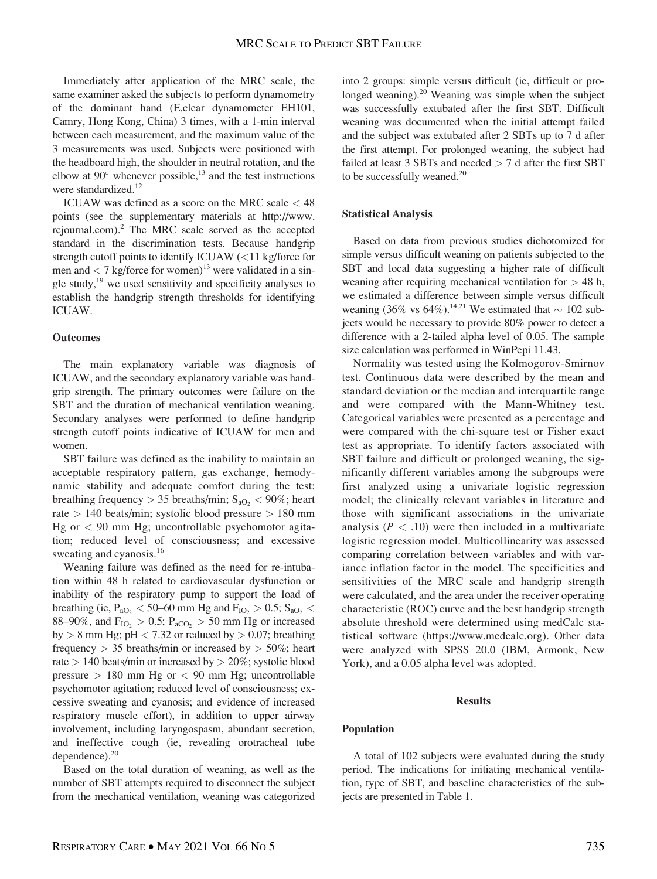Immediately after application of the MRC scale, the same examiner asked the subjects to perform dynamometry of the dominant hand (E.clear dynamometer EH101, Camry, Hong Kong, China) 3 times, with a 1-min interval between each measurement, and the maximum value of the 3 measurements was used. Subjects were positioned with the headboard high, the shoulder in neutral rotation, and the elbow at 90° whenever possible,[13] and the test instructions were standardized.[12]

ICUAW was defined as a score on the MRC scale < 48 points (see the supplementary materials at http://www.rcjournal.com).[2] The MRC scale served as the accepted standard in the discrimination tests. Because handgrip strength cutoff points to identify ICUAW (<11 kg/force for men and < 7 kg/force for women)[13] were validated in a single study,[19] we used sensitivity and specificity analyses to establish the handgrip strength thresholds for identifying ICUAW.

### Outcomes

The main explanatory variable was diagnosis of ICUAW, and the secondary explanatory variable was handgrip strength. The primary outcomes were failure on the SBT and the duration of mechanical ventilation weaning. Secondary analyses were performed to define handgrip strength cutoff points indicative of ICUAW for men and women.

SBT failure was defined as the inability to maintain an acceptable respiratory pattern, gas exchange, hemodynamic stability and adequate comfort during the test: breathing frequency > 35 breaths/min; $S_{aO_2}$ < 90%; heart rate > 140 beats/min; systolic blood pressure > 180 mm Hg or < 90 mm Hg; uncontrollable psychomotor agitation; reduced level of consciousness; and excessive sweating and cyanosis.[16]

Weaning failure was defined as the need for re-intubation within 48 h related to cardiovascular dysfunction or inability of the respiratory pump to support the load of breathing (ie, $P_{aO_2}$ < 50–60 mm Hg and $F_{IO_2}$ > 0.5; $S_{aO_2}$ < 88–90%, and $F_{IO_2}$ > 0.5; $P_{aCO_2}$ > 50 mm Hg or increased by > 8 mm Hg; pH < 7.32 or reduced by > 0.07; breathing frequency > 35 breaths/min or increased by > 50%; heart rate > 140 beats/min or increased by > 20%; systolic blood pressure > 180 mm Hg or < 90 mm Hg; uncontrollable psychomotor agitation; reduced level of consciousness; excessive sweating and cyanosis; and evidence of increased respiratory muscle effort), in addition to upper airway involvement, including laryngospasm, abundant secretion, and ineffective cough (ie, revealing orotracheal tube dependence).[20]

Based on the total duration of weaning, as well as the number of SBT attempts required to disconnect the subject from the mechanical ventilation, weaning was categorized into 2 groups: simple versus difficult (ie, difficult or prolonged weaning).[20] Weaning was simple when the subject was successfully extubated after the first SBT. Difficult weaning was documented when the initial attempt failed and the subject was extubated after 2 SBTs up to 7 d after the first attempt. For prolonged weaning, the subject had failed at least 3 SBTs and needed > 7 d after the first SBT to be successfully weaned.[20]

### Statistical Analysis

Based on data from previous studies dichotomized for simple versus difficult weaning on patients subjected to the SBT and local data suggesting a higher rate of difficult weaning after requiring mechanical ventilation for > 48 h, we estimated a difference between simple versus difficult weaning (36% vs 64%).[14,21] We estimated that ~ 102 subjects would be necessary to provide 80% power to detect a difference with a 2-tailed alpha level of 0.05. The sample size calculation was performed in WinPepi 11.43.

Normality was tested using the Kolmogorov-Smirnov test. Continuous data were described by the mean and standard deviation or the median and interquartile range and were compared with the Mann-Whitney test. Categorical variables were presented as a percentage and were compared with the chi-square test or Fisher exact test as appropriate. To identify factors associated with SBT failure and difficult or prolonged weaning, the significantly different variables among the subgroups were first analyzed using a univariate logistic regression model; the clinically relevant variables in literature and those with significant associations in the univariate analysis ($P$ < .10) were then included in a multivariate logistic regression model. Multicollinearity was assessed comparing correlation between variables and with variance inflation factor in the model. The specificities and sensitivities of the MRC scale and handgrip strength were calculated, and the area under the receiver operating characteristic (ROC) curve and the best handgrip strength absolute threshold were determined using medCalc statistical software (https://www.medcalc.org). Other data were analyzed with SPSS 20.0 (IBM, Armonk, New York), and a 0.05 alpha level was adopted.

## Results

### Population

A total of 102 subjects were evaluated during the study period. The indications for initiating mechanical ventilation, type of SBT, and baseline characteristics of the subjects are presented in Table 1.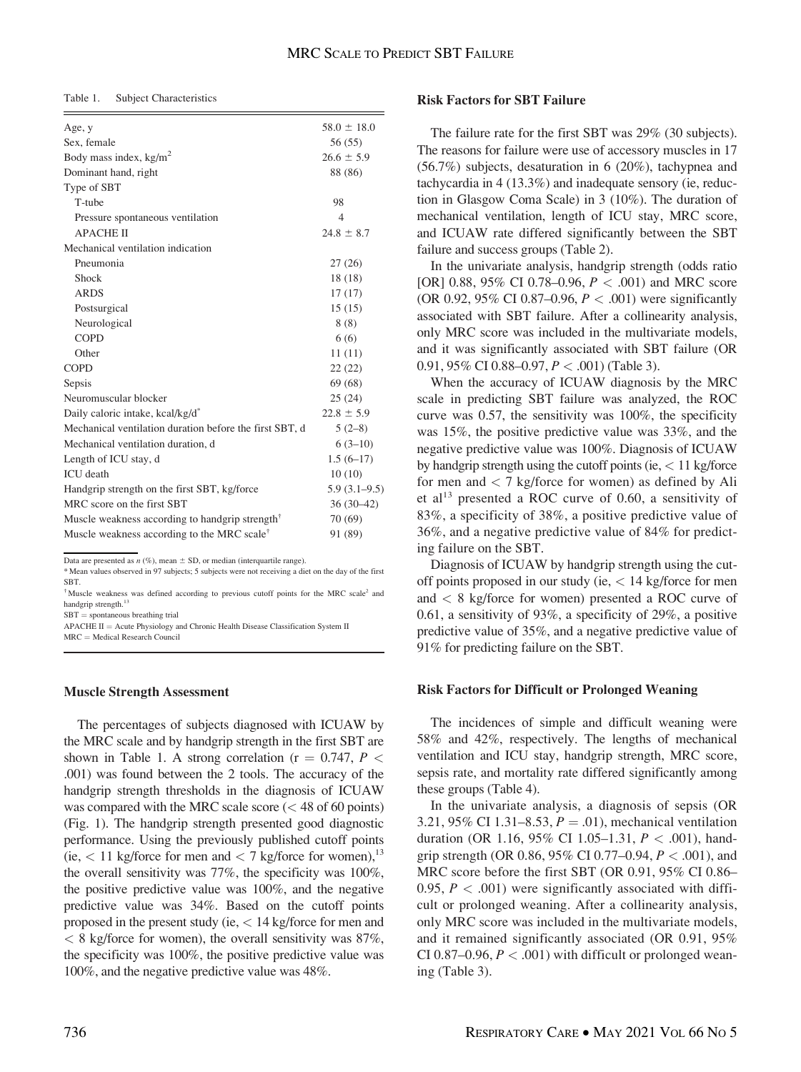Table 1. Subject Characteristics

| | |
|---|---|
| Age, y | 58.0 ± 18.0 |
| Sex, female | 56 (55) |
| Body mass index, kg/m$^2$ | 26.6 ± 5.9 |
| Dominant hand, right | 88 (86) |
| Type of SBT | |
| T-tube | 98 |
| Pressure spontaneous ventilation | 4 |
| APACHE II | 24.8 ± 8.7 |
| Mechanical ventilation indication | |
| Pneumonia | 27 (26) |
| Shock | 18 (18) |
| ARDS | 17 (17) |
| Postsurgical | 15 (15) |
| Neurological | 8 (8) |
| COPD | 6 (6) |
| Other | 11 (11) |
| COPD | 22 (22) |
| Sepsis | 69 (68) |
| Neuromuscular blocker | 25 (24) |
| Daily caloric intake, kcal/kg/d* | 22.8 ± 5.9 |
| Mechanical ventilation duration before the first SBT, d | 5 (2–8) |
| Mechanical ventilation duration, d | 6 (3–10) |
| Length of ICU stay, d | 1.5 (6–17) |
| ICU death | 10 (10) |
| Handgrip strength on the first SBT, kg/force | 5.9 (3.1–9.5) |
| MRC score on the first SBT | 36 (30–42) |
| Muscle weakness according to handgrip strength† | 70 (69) |
| Muscle weakness according to the MRC scale† | 91 (89) |

Data are presented as *n* (%), mean ± SD, or median (interquartile range).
* Mean values observed in 97 subjects; 5 subjects were not receiving a diet on the day of the first SBT.
† Muscle weakness was defined according to previous cutoff points for the MRC scale[2] and handgrip strength.[13]
SBT = spontaneous breathing trial
APACHE II = Acute Physiology and Chronic Health Disease Classification System II
MRC = Medical Research Council

### Muscle Strength Assessment

The percentages of subjects diagnosed with ICUAW by the MRC scale and by handgrip strength in the first SBT are shown in Table 1. A strong correlation ($r = 0.747$, $P < .001$) was found between the 2 tools. The accuracy of the handgrip strength thresholds in the diagnosis of ICUAW was compared with the MRC scale score (< 48 of 60 points) (Fig. 1). The handgrip strength presented good diagnostic performance. Using the previously published cutoff points (ie, < 11 kg/force for men and < 7 kg/force for women),[13] the overall sensitivity was 77%, the specificity was 100%, the positive predictive value was 100%, and the negative predictive value was 34%. Based on the cutoff points proposed in the present study (ie, < 14 kg/force for men and < 8 kg/force for women), the overall sensitivity was 87%, the specificity was 100%, the positive predictive value was 100%, and the negative predictive value was 48%.

### Risk Factors for SBT Failure

The failure rate for the first SBT was 29% (30 subjects). The reasons for failure were use of accessory muscles in 17 (56.7%) subjects, desaturation in 6 (20%), tachypnea and tachycardia in 4 (13.3%) and inadequate sensory (ie, reduction in Glasgow Coma Scale) in 3 (10%). The duration of mechanical ventilation, length of ICU stay, MRC score, and ICUAW rate differed significantly between the SBT failure and success groups (Table 2).

In the univariate analysis, handgrip strength (odds ratio [OR] 0.88, 95% CI 0.78–0.96, $P < .001$) and MRC score (OR 0.92, 95% CI 0.87–0.96, $P < .001$) were significantly associated with SBT failure. After a collinearity analysis, only MRC score was included in the multivariate models, and it was significantly associated with SBT failure (OR 0.91, 95% CI 0.88–0.97, $P < .001$) (Table 3).

When the accuracy of ICUAW diagnosis by the MRC scale in predicting SBT failure was analyzed, the ROC curve was 0.57, the sensitivity was 100%, the specificity was 15%, the positive predictive value was 33%, and the negative predictive value was 100%. Diagnosis of ICUAW by handgrip strength using the cutoff points (ie, < 11 kg/force for men and < 7 kg/force for women) as defined by Ali et al[13] presented a ROC curve of 0.60, a sensitivity of 83%, a specificity of 38%, a positive predictive value of 36%, and a negative predictive value of 84% for predicting failure on the SBT.

Diagnosis of ICUAW by handgrip strength using the cutoff points proposed in our study (ie, < 14 kg/force for men and < 8 kg/force for women) presented a ROC curve of 0.61, a sensitivity of 93%, a specificity of 29%, a positive predictive value of 35%, and a negative predictive value of 91% for predicting failure on the SBT.

### Risk Factors for Difficult or Prolonged Weaning

The incidences of simple and difficult weaning were 58% and 42%, respectively. The lengths of mechanical ventilation and ICU stay, handgrip strength, MRC score, sepsis rate, and mortality rate differed significantly among these groups (Table 4).

In the univariate analysis, a diagnosis of sepsis (OR 3.21, 95% CI 1.31–8.53, $P = .01$), mechanical ventilation duration (OR 1.16, 95% CI 1.05–1.31, $P < .001$), handgrip strength (OR 0.86, 95% CI 0.77–0.94, $P < .001$), and MRC score before the first SBT (OR 0.91, 95% CI 0.86–0.95, $P < .001$) were significantly associated with difficult or prolonged weaning. After a collinearity analysis, only MRC score was included in the multivariate models, and it remained significantly associated (OR 0.91, 95% CI 0.87–0.96, $P < .001$) with difficult or prolonged weaning (Table 3).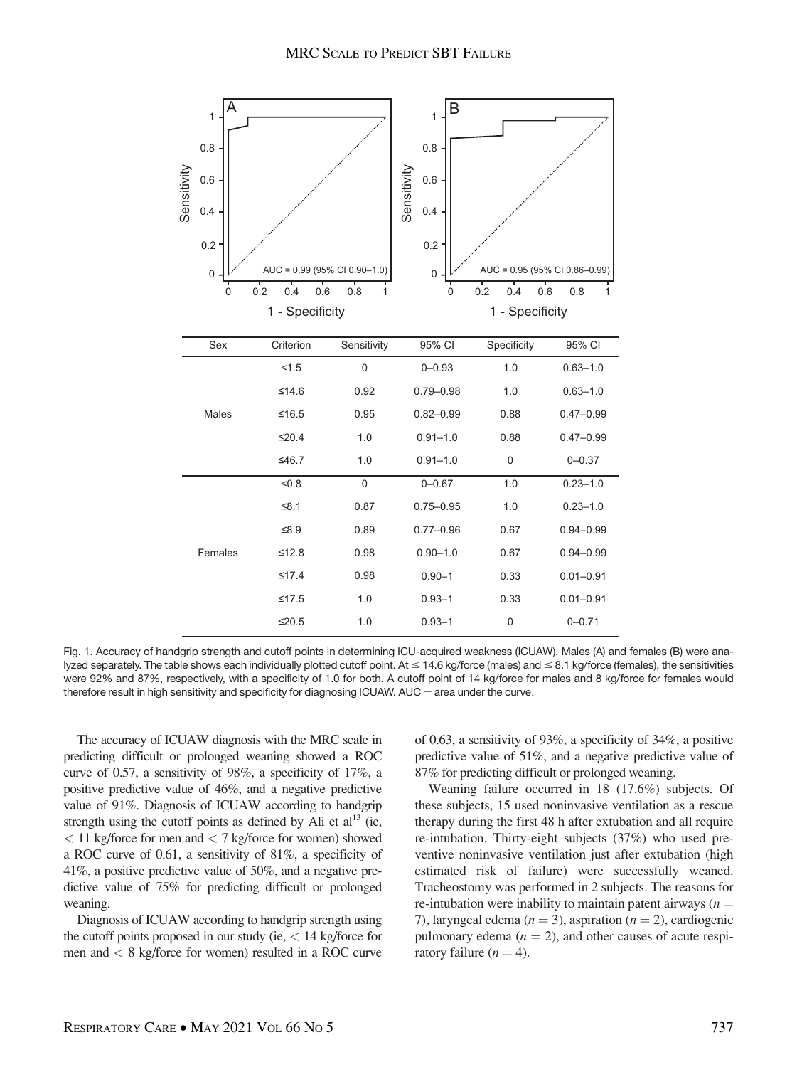| Sex | Criterion | Sensitivity | 95% CI | Specificity | 95% CI |
| --- | --- | --- | --- | --- | --- |
| Males | <1.5 | 0 | 0–0.93 | 1.0 | 0.63–1.0 |
| | ≤14.6 | 0.92 | 0.79–0.98 | 1.0 | 0.63–1.0 |
| | ≤16.5 | 0.95 | 0.82–0.99 | 0.88 | 0.47–0.99 |
| | ≤20.4 | 1.0 | 0.91–1.0 | 0.88 | 0.47–0.99 |
| | ≤46.7 | 1.0 | 0.91–1.0 | 0 | 0–0.37 |
| Females | <0.8 | 0 | 0–0.67 | 1.0 | 0.23–1.0 |
| | ≤8.1 | 0.87 | 0.75–0.95 | 1.0 | 0.23–1.0 |
| | ≤8.9 | 0.89 | 0.77–0.96 | 0.67 | 0.94–0.99 |
| | ≤12.8 | 0.98 | 0.90–1.0 | 0.67 | 0.94–0.99 |
| | ≤17.4 | 0.98 | 0.90–1 | 0.33 | 0.01–0.91 |
| | ≤17.5 | 1.0 | 0.93–1 | 0.33 | 0.01–0.91 |
| | ≤20.5 | 1.0 | 0.93–1 | 0 | 0–0.71 |

Fig. 1. Accuracy of handgrip strength and cutoff points in determining ICU-acquired weakness (ICUAW). Males (A) and females (B) were analyzed separately. The table shows each individually plotted cutoff point. At ≤ 14.6 kg/force (males) and ≤ 8.1 kg/force (females), the sensitivities were 92% and 87%, respectively, with a specificity of 1.0 for both. A cutoff point of 14 kg/force for males and 8 kg/force for females would therefore result in high sensitivity and specificity for diagnosing ICUAW. AUC = area under the curve.

The accuracy of ICUAW diagnosis with the MRC scale in predicting difficult or prolonged weaning showed a ROC curve of 0.57, a sensitivity of 98%, a specificity of 17%, a positive predictive value of 46%, and a negative predictive value of 91%. Diagnosis of ICUAW according to handgrip strength using the cutoff points as defined by Ali et al[13] (ie, < 11 kg/force for men and < 7 kg/force for women) showed a ROC curve of 0.61, a sensitivity of 81%, a specificity of 41%, a positive predictive value of 50%, and a negative predictive value of 75% for predicting difficult or prolonged weaning.

Diagnosis of ICUAW according to handgrip strength using the cutoff points proposed in our study (ie, < 14 kg/force for men and < 8 kg/force for women) resulted in a ROC curve of 0.63, a sensitivity of 93%, a specificity of 34%, a positive predictive value of 51%, and a negative predictive value of 87% for predicting difficult or prolonged weaning.

Weaning failure occurred in 18 (17.6%) subjects. Of these subjects, 15 used noninvasive ventilation as a rescue therapy during the first 48 h after extubation and all require re-intubation. Thirty-eight subjects (37%) who used preventive noninvasive ventilation just after extubation (high estimated risk of failure) were successfully weaned. Tracheostomy was performed in 2 subjects. The reasons for re-intubation were inability to maintain patent airways ($n = 7$), laryngeal edema ($n = 3$), aspiration ($n = 2$), cardiogenic pulmonary edema ($n = 2$), and other causes of acute respiratory failure ($n = 4$).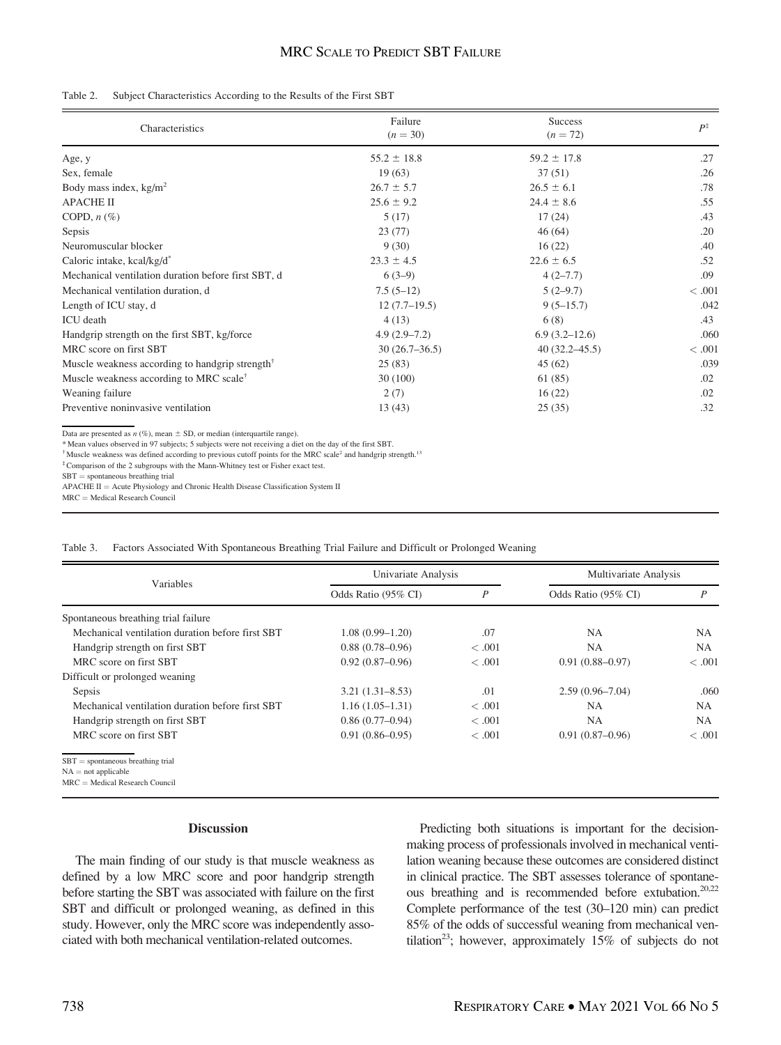Table 2. Subject Characteristics According to the Results of the First SBT

| Characteristics | Failure ($n = 30$) | Success ($n = 72$) | $P$[‡] |
|---|---|---|---|
| Age, y | 55.2 ± 18.8 | 59.2 ± 17.8 | .27 |
| Sex, female | 19 (63) | 37 (51) | .26 |
| Body mass index, kg/m$^2$ | 26.7 ± 5.7 | 26.5 ± 6.1 | .78 |
| APACHE II | 25.6 ± 9.2 | 24.4 ± 8.6 | .55 |
| COPD, $n$ (%) | 5 (17) | 17 (24) | .43 |
| Sepsis | 23 (77) | 46 (64) | .20 |
| Neuromuscular blocker | 9 (30) | 16 (22) | .40 |
| Caloric intake, kcal/kg/d[*] | 23.3 ± 4.5 | 22.6 ± 6.5 | .52 |
| Mechanical ventilation duration before first SBT, d | 6 (3–9) | 4 (2–7.7) | .09 |
| Mechanical ventilation duration, d | 7.5 (5–12) | 5 (2–9.7) | < .001 |
| Length of ICU stay, d | 12 (7.7–19.5) | 9 (5–15.7) | .042 |
| ICU death | 4 (13) | 6 (8) | .43 |
| Handgrip strength on the first SBT, kg/force | 4.9 (2.9–7.2) | 6.9 (3.2–12.6) | .060 |
| MRC score on first SBT | 30 (26.7–36.5) | 40 (32.2–45.5) | < .001 |
| Muscle weakness according to handgrip strength[†] | 25 (83) | 45 (62) | .039 |
| Muscle weakness according to MRC scale[†] | 30 (100) | 61 (85) | .02 |
| Weaning failure | 2 (7) | 16 (22) | .02 |
| Preventive noninvasive ventilation | 13 (43) | 25 (35) | .32 |

Data are presented as $n$ (%), mean ± SD, or median (interquartile range).
* Mean values observed in 97 subjects; 5 subjects were not receiving a diet on the day of the first SBT.
† Muscle weakness was defined according to previous cutoff points for the MRC scale[2] and handgrip strength.[13]
‡ Comparison of the 2 subgroups with the Mann-Whitney test or Fisher exact test.
SBT = spontaneous breathing trial
APACHE II = Acute Physiology and Chronic Health Disease Classification System II
MRC = Medical Research Council

Table 3. Factors Associated With Spontaneous Breathing Trial Failure and Difficult or Prolonged Weaning

| Variables | Univariate Analysis | | Multivariate Analysis | |
|---|---|---|---|---|
| | Odds Ratio (95% CI) | $P$ | Odds Ratio (95% CI) | $P$ |
| Spontaneous breathing trial failure | | | | |
| Mechanical ventilation duration before first SBT | 1.08 (0.99–1.20) | .07 | NA | NA |
| Handgrip strength on first SBT | 0.88 (0.78–0.96) | < .001 | NA | NA |
| MRC score on first SBT | 0.92 (0.87–0.96) | < .001 | 0.91 (0.88–0.97) | < .001 |
| Difficult or prolonged weaning | | | | |
| Sepsis | 3.21 (1.31–8.53) | .01 | 2.59 (0.96–7.04) | .060 |
| Mechanical ventilation duration before first SBT | 1.16 (1.05–1.31) | < .001 | NA | NA |
| Handgrip strength on first SBT | 0.86 (0.77–0.94) | < .001 | NA | NA |
| MRC score on first SBT | 0.91 (0.86–0.95) | < .001 | 0.91 (0.87–0.96) | < .001 |

SBT = spontaneous breathing trial
NA = not applicable
MRC = Medical Research Council

## Discussion

The main finding of our study is that muscle weakness as defined by a low MRC score and poor handgrip strength before starting the SBT was associated with failure on the first SBT and difficult or prolonged weaning, as defined in this study. However, only the MRC score was independently associated with both mechanical ventilation-related outcomes.

Predicting both situations is important for the decision-making process of professionals involved in mechanical ventilation weaning because these outcomes are considered distinct in clinical practice. The SBT assesses tolerance of spontaneous breathing and is recommended before extubation.[20,22] Complete performance of the test (30–120 min) can predict 85% of the odds of successful weaning from mechanical ventilation[23]; however, approximately 15% of subjects do not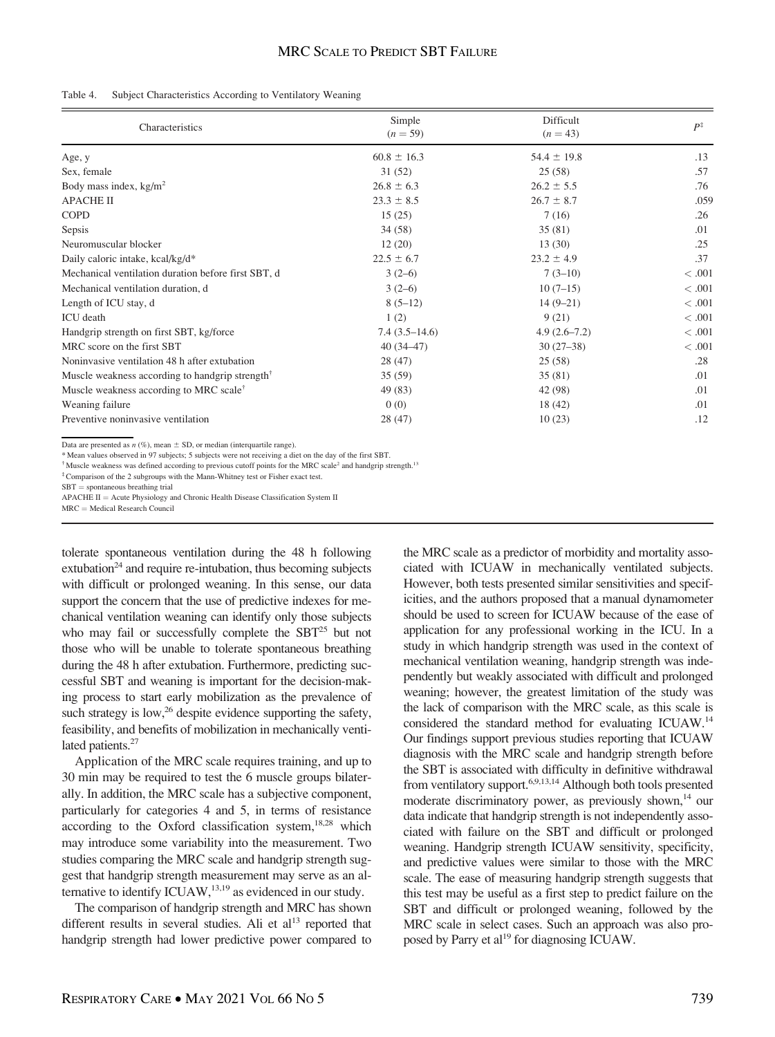Table 4. Subject Characteristics According to Ventilatory Weaning

| Characteristics | Simple ($n = 59$) | Difficult ($n = 43$) | $P$[‡] |
|---|---|---|---|
| Age, y | 60.8 ± 16.3 | 54.4 ± 19.8 | .13 |
| Sex, female | 31 (52) | 25 (58) | .57 |
| Body mass index, kg/m[2] | 26.8 ± 6.3 | 26.2 ± 5.5 | .76 |
| APACHE II | 23.3 ± 8.5 | 26.7 ± 8.7 | .059 |
| COPD | 15 (25) | 7 (16) | .26 |
| Sepsis | 34 (58) | 35 (81) | .01 |
| Neuromuscular blocker | 12 (20) | 13 (30) | .25 |
| Daily caloric intake, kcal/kg/d* | 22.5 ± 6.7 | 23.2 ± 4.9 | .37 |
| Mechanical ventilation duration before first SBT, d | 3 (2–6) | 7 (3–10) | < .001 |
| Mechanical ventilation duration, d | 3 (2–6) | 10 (7–15) | < .001 |
| Length of ICU stay, d | 8 (5–12) | 14 (9–21) | < .001 |
| ICU death | 1 (2) | 9 (21) | < .001 |
| Handgrip strength on first SBT, kg/force | 7.4 (3.5–14.6) | 4.9 (2.6–7.2) | < .001 |
| MRC score on the first SBT | 40 (34–47) | 30 (27–38) | < .001 |
| Noninvasive ventilation 48 h after extubation | 28 (47) | 25 (58) | .28 |
| Muscle weakness according to handgrip strength[†] | 35 (59) | 35 (81) | .01 |
| Muscle weakness according to MRC scale[†] | 49 (83) | 42 (98) | .01 |
| Weaning failure | 0 (0) | 18 (42) | .01 |
| Preventive noninvasive ventilation | 28 (47) | 10 (23) | .12 |

Data are presented as $n$ (%), mean ± SD, or median (interquartile range).
* Mean values observed in 97 subjects; 5 subjects were not receiving a diet on the day of the first SBT.
† Muscle weakness was defined according to previous cutoff points for the MRC scale[2] and handgrip strength.[13]
‡ Comparison of the 2 subgroups with the Mann-Whitney test or Fisher exact test.
SBT = spontaneous breathing trial
APACHE II = Acute Physiology and Chronic Health Disease Classification System II
MRC = Medical Research Council

tolerate spontaneous ventilation during the 48 h following extubation[24] and require re-intubation, thus becoming subjects with difficult or prolonged weaning. In this sense, our data support the concern that the use of predictive indexes for mechanical ventilation weaning can identify only those subjects who may fail or successfully complete the SBT[25] but not those who will be unable to tolerate spontaneous breathing during the 48 h after extubation. Furthermore, predicting successful SBT and weaning is important for the decision-making process to start early mobilization as the prevalence of such strategy is low,[26] despite evidence supporting the safety, feasibility, and benefits of mobilization in mechanically ventilated patients.[27]

Application of the MRC scale requires training, and up to 30 min may be required to test the 6 muscle groups bilaterally. In addition, the MRC scale has a subjective component, particularly for categories 4 and 5, in terms of resistance according to the Oxford classification system,[18,28] which may introduce some variability into the measurement. Two studies comparing the MRC scale and handgrip strength suggest that handgrip strength measurement may serve as an alternative to identify ICUAW,[13,19] as evidenced in our study.

The comparison of handgrip strength and MRC has shown different results in several studies. Ali et al[13] reported that handgrip strength had lower predictive power compared to the MRC scale as a predictor of morbidity and mortality associated with ICUAW in mechanically ventilated subjects. However, both tests presented similar sensitivities and specificities, and the authors proposed that a manual dynamometer should be used to screen for ICUAW because of the ease of application for any professional working in the ICU. In a study in which handgrip strength was used in the context of mechanical ventilation weaning, handgrip strength was independently but weakly associated with difficult and prolonged weaning; however, the greatest limitation of the study was the lack of comparison with the MRC scale, as this scale is considered the standard method for evaluating ICUAW.[14] Our findings support previous studies reporting that ICUAW diagnosis with the MRC scale and handgrip strength before the SBT is associated with difficulty in definitive withdrawal from ventilatory support.[6,9,13,14] Although both tools presented moderate discriminatory power, as previously shown,[14] our data indicate that handgrip strength is not independently associated with failure on the SBT and difficult or prolonged weaning. Handgrip strength ICUAW sensitivity, specificity, and predictive values were similar to those with the MRC scale. The ease of measuring handgrip strength suggests that this test may be useful as a first step to predict failure on the SBT and difficult or prolonged weaning, followed by the MRC scale in select cases. Such an approach was also proposed by Parry et al[19] for diagnosing ICUAW.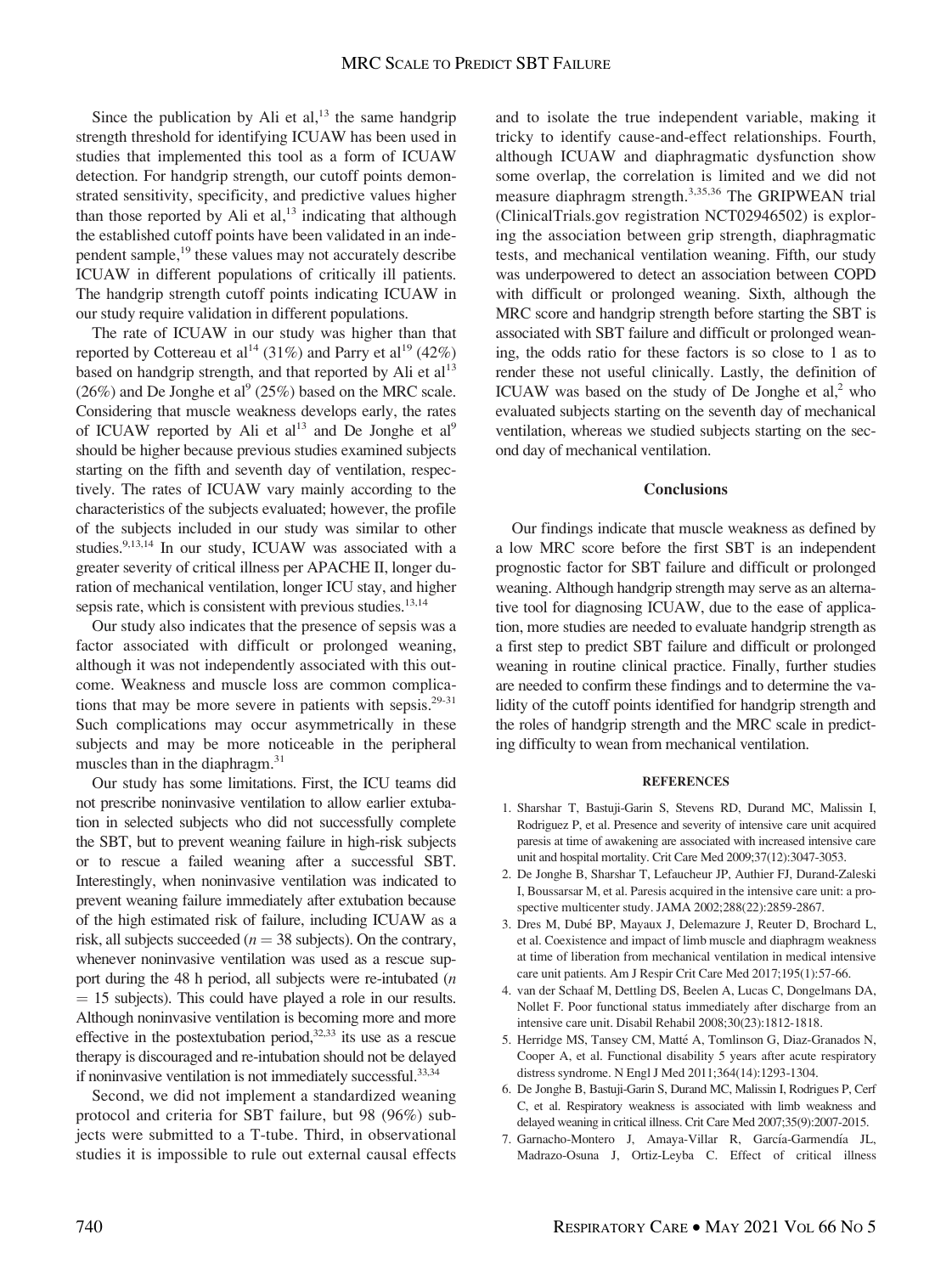Since the publication by Ali et al,[13] the same handgrip strength threshold for identifying ICUAW has been used in studies that implemented this tool as a form of ICUAW detection. For handgrip strength, our cutoff points demonstrated sensitivity, specificity, and predictive values higher than those reported by Ali et al,[13] indicating that although the established cutoff points have been validated in an independent sample,[19] these values may not accurately describe ICUAW in different populations of critically ill patients. The handgrip strength cutoff points indicating ICUAW in our study require validation in different populations.

The rate of ICUAW in our study was higher than that reported by Cottereau et al[14] (31%) and Parry et al[19] (42%) based on handgrip strength, and that reported by Ali et al[13] (26%) and De Jonghe et al[9] (25%) based on the MRC scale. Considering that muscle weakness develops early, the rates of ICUAW reported by Ali et al[13] and De Jonghe et al[9] should be higher because previous studies examined subjects starting on the fifth and seventh day of ventilation, respectively. The rates of ICUAW vary mainly according to the characteristics of the subjects evaluated; however, the profile of the subjects included in our study was similar to other studies.[9,13,14] In our study, ICUAW was associated with a greater severity of critical illness per APACHE II, longer duration of mechanical ventilation, longer ICU stay, and higher sepsis rate, which is consistent with previous studies.[13,14]

Our study also indicates that the presence of sepsis was a factor associated with difficult or prolonged weaning, although it was not independently associated with this outcome. Weakness and muscle loss are common complications that may be more severe in patients with sepsis.[29-31] Such complications may occur asymmetrically in these subjects and may be more noticeable in the peripheral muscles than in the diaphragm.[31]

Our study has some limitations. First, the ICU teams did not prescribe noninvasive ventilation to allow earlier extubation in selected subjects who did not successfully complete the SBT, but to prevent weaning failure in high-risk subjects or to rescue a failed weaning after a successful SBT. Interestingly, when noninvasive ventilation was indicated to prevent weaning failure immediately after extubation because of the high estimated risk of failure, including ICUAW as a risk, all subjects succeeded ($n = 38$ subjects). On the contrary, whenever noninvasive ventilation was used as a rescue support during the 48 h period, all subjects were re-intubated ($n = 15$ subjects). This could have played a role in our results. Although noninvasive ventilation is becoming more and more effective in the postextubation period,[32,33] its use as a rescue therapy is discouraged and re-intubation should not be delayed if noninvasive ventilation is not immediately successful.[33,34]

Second, we did not implement a standardized weaning protocol and criteria for SBT failure, but 98 (96%) subjects were submitted to a T-tube. Third, in observational studies it is impossible to rule out external causal effects and to isolate the true independent variable, making it tricky to identify cause-and-effect relationships. Fourth, although ICUAW and diaphragmatic dysfunction show some overlap, the correlation is limited and we did not measure diaphragm strength.[3,35,36] The GRIPWEAN trial (ClinicalTrials.gov registration NCT02946502) is exploring the association between grip strength, diaphragmatic tests, and mechanical ventilation weaning. Fifth, our study was underpowered to detect an association between COPD with difficult or prolonged weaning. Sixth, although the MRC score and handgrip strength before starting the SBT is associated with SBT failure and difficult or prolonged weaning, the odds ratio for these factors is so close to 1 as to render these not useful clinically. Lastly, the definition of ICUAW was based on the study of De Jonghe et al,[2] who evaluated subjects starting on the seventh day of mechanical ventilation, whereas we studied subjects starting on the second day of mechanical ventilation.

## Conclusions

Our findings indicate that muscle weakness as defined by a low MRC score before the first SBT is an independent prognostic factor for SBT failure and difficult or prolonged weaning. Although handgrip strength may serve as an alternative tool for diagnosing ICUAW, due to the ease of application, more studies are needed to evaluate handgrip strength as a first step to predict SBT failure and difficult or prolonged weaning in routine clinical practice. Finally, further studies are needed to confirm these findings and to determine the validity of the cutoff points identified for handgrip strength and the roles of handgrip strength and the MRC scale in predicting difficulty to wean from mechanical ventilation.

### REFERENCES

1. Sharshar T, Bastuji-Garin S, Stevens RD, Durand MC, Malissin I, Rodriguez P, et al. Presence and severity of intensive care unit acquired paresis at time of awakening are associated with increased intensive care unit and hospital mortality. Crit Care Med 2009;37(12):3047-3053.
2. De Jonghe B, Sharshar T, Lefaucheur JP, Authier FJ, Durand-Zaleski I, Boussarsar M, et al. Paresis acquired in the intensive care unit: a prospective multicenter study. JAMA 2002;288(22):2859-2867.
3. Dres M, Dubé BP, Mayaux J, Delemazure J, Reuter D, Brochard L, et al. Coexistence and impact of limb muscle and diaphragm weakness at time of liberation from mechanical ventilation in medical intensive care unit patients. Am J Respir Crit Care Med 2017;195(1):57-66.
4. van der Schaaf M, Dettling DS, Beelen A, Lucas C, Dongelmans DA, Nollet F. Poor functional status immediately after discharge from an intensive care unit. Disabil Rehabil 2008;30(23):1812-1818.
5. Herridge MS, Tansey CM, Matté A, Tomlinson G, Diaz-Granados N, Cooper A, et al. Functional disability 5 years after acute respiratory distress syndrome. N Engl J Med 2011;364(14):1293-1304.
6. De Jonghe B, Bastuji-Garin S, Durand MC, Malissin I, Rodrigues P, Cerf C, et al. Respiratory weakness is associated with limb weakness and delayed weaning in critical illness. Crit Care Med 2007;35(9):2007-2015.
7. Garnacho-Montero J, Amaya-Villar R, García-Garmendía JL, Madrazo-Osuna J, Ortiz-Leyba C. Effect of critical illness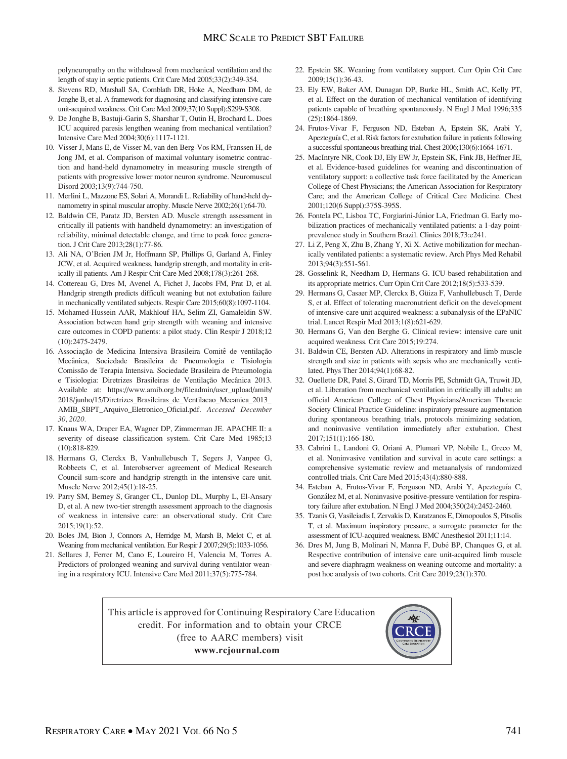polyneuropathy on the withdrawal from mechanical ventilation and the length of stay in septic patients. Crit Care Med 2005;33(2):349-354.

8. Stevens RD, Marshall SA, Cornblath DR, Hoke A, Needham DM, de Jonghe B, et al. A framework for diagnosing and classifying intensive care unit-acquired weakness. Crit Care Med 2009;37(10 Suppl):S299-S308.
9. De Jonghe B, Bastuji-Garin S, Sharshar T, Outin H, Brochard L. Does ICU acquired paresis lengthen weaning from mechanical ventilation? Intensive Care Med 2004;30(6):1117-1121.
10. Visser J, Mans E, de Visser M, van den Berg-Vos RM, Franssen H, de Jong JM, et al. Comparison of maximal voluntary isometric contraction and hand-held dynamometry in measuring muscle strength of patients with progressive lower motor neuron syndrome. Neuromuscul Disord 2003;13(9):744-750.
11. Merlini L, Mazzone ES, Solari A, Morandi L. Reliability of hand-held dynamometry in spinal muscular atrophy. Muscle Nerve 2002;26(1):64-70.
12. Baldwin CE, Paratz JD, Bersten AD. Muscle strength assessment in critically ill patients with handheld dynamometry: an investigation of reliability, minimal detectable change, and time to peak force generation. J Crit Care 2013;28(1):77-86.
13. Ali NA, O'Brien JM Jr, Hoffmann SP, Phillips G, Garland A, Finley JCW, et al. Acquired weakness, handgrip strength, and mortality in critically ill patients. Am J Respir Crit Care Med 2008;178(3):261-268.
14. Cottereau G, Dres M, Avenel A, Fichet J, Jacobs FM, Prat D, et al. Handgrip strength predicts difficult weaning but not extubation failure in mechanically ventilated subjects. Respir Care 2015;60(8):1097-1104.
15. Mohamed-Hussein AAR, Makhlouf HA, Selim ZI, Gamaleldin SW. Association between hand grip strength with weaning and intensive care outcomes in COPD patients: a pilot study. Clin Respir J 2018;12(10):2475-2479.
16. Associação de Medicina Intensiva Brasileira Comitê de ventilação Mecânica, Sociedade Brasileira de Pneumologia e Tisiologia Comissão de Terapia Intensiva. Sociedade Brasileira de Pneumologia e Tisiologia: Diretrizes Brasileiras de Ventilação Mecânica 2013. Available at: https://www.amib.org.br/fileadmin/user_upload/amib/2018/junho/15/Diretrizes_Brasileiras_de_Ventilacao_Mecanica_2013_AMIB_SBPT_Arquivo_Eletronico_Oficial.pdf. *Accessed December 30, 2020.*
17. Knaus WA, Draper EA, Wagner DP, Zimmerman JE. APACHE II: a severity of disease classification system. Crit Care Med 1985;13(10):818-829.
18. Hermans G, Clerckx B, Vanhullebusch T, Segers J, Vanpee G, Robbeets C, et al. Interobserver agreement of Medical Research Council sum-score and handgrip strength in the intensive care unit. Muscle Nerve 2012;45(1):18-25.
19. Parry SM, Berney S, Granger CL, Dunlop DL, Murphy L, El-Ansary D, et al. A new two-tier strength assessment approach to the diagnosis of weakness in intensive care: an observational study. Crit Care 2015;19(1):52.
20. Boles JM, Bion J, Connors A, Herridge M, Marsh B, Melot C, et al. Weaning from mechanical ventilation. Eur Respir J 2007;29(5):1033-1056.
21. Sellares J, Ferrer M, Cano E, Loureiro H, Valencia M, Torres A. Predictors of prolonged weaning and survival during ventilator weaning in a respiratory ICU. Intensive Care Med 2011;37(5):775-784.
22. Epstein SK. Weaning from ventilatory support. Curr Opin Crit Care 2009;15(1):36-43.
23. Ely EW, Baker AM, Dunagan DP, Burke HL, Smith AC, Kelly PT, et al. Effect on the duration of mechanical ventilation of identifying patients capable of breathing spontaneously. N Engl J Med 1996;335(25):1864-1869.
24. Frutos-Vivar F, Ferguson ND, Esteban A, Epstein SK, Arabi Y, Apezteguía C, et al. Risk factors for extubation failure in patients following a successful spontaneous breathing trial. Chest 2006;130(6):1664-1671.
25. MacIntyre NR, Cook DJ, Ely EW Jr, Epstein SK, Fink JB, Heffner JE, et al. Evidence-based guidelines for weaning and discontinuation of ventilatory support: a collective task force facilitated by the American College of Chest Physicians; the American Association for Respiratory Care; and the American College of Critical Care Medicine. Chest 2001;120(6 Suppl):375S-395S.
26. Fontela PC, Lisboa TC, Forgiarini-Júnior LA, Friedman G. Early mobilization practices of mechanically ventilated patients: a 1-day point-prevalence study in Southern Brazil. Clinics 2018;73:e241.
27. Li Z, Peng X, Zhu B, Zhang Y, Xi X. Active mobilization for mechanically ventilated patients: a systematic review. Arch Phys Med Rehabil 2013;94(3):551-561.
28. Gosselink R, Needham D, Hermans G. ICU-based rehabilitation and its appropriate metrics. Curr Opin Crit Care 2012;18(5):533-539.
29. Hermans G, Casaer MP, Clerckx B, Güiza F, Vanhullebusch T, Derde S, et al. Effect of tolerating macronutrient deficit on the development of intensive-care unit acquired weakness: a subanalysis of the EPaNIC trial. Lancet Respir Med 2013;1(8):621-629.
30. Hermans G, Van den Berghe G. Clinical review: intensive care unit acquired weakness. Crit Care 2015;19:274.
31. Baldwin CE, Bersten AD. Alterations in respiratory and limb muscle strength and size in patients with sepsis who are mechanically ventilated. Phys Ther 2014;94(1):68-82.
32. Ouellette DR, Patel S, Girard TD, Morris PE, Schmidt GA, Truwit JD, et al. Liberation from mechanical ventilation in critically ill adults: an official American College of Chest Physicians/American Thoracic Society Clinical Practice Guideline: inspiratory pressure augmentation during spontaneous breathing trials, protocols minimizing sedation, and noninvasive ventilation immediately after extubation. Chest 2017;151(1):166-180.
33. Cabrini L, Landoni G, Oriani A, Plumari VP, Nobile L, Greco M, et al. Noninvasive ventilation and survival in acute care settings: a comprehensive systematic review and metaanalysis of randomized controlled trials. Crit Care Med 2015;43(4):880-888.
34. Esteban A, Frutos-Vivar F, Ferguson ND, Arabi Y, Apezteguía C, González M, et al. Noninvasive positive-pressure ventilation for respiratory failure after extubation. N Engl J Med 2004;350(24):2452-2460.
35. Tzanis G, Vasileiadis I, Zervakis D, Karatzanos E, Dimopoulos S, Pitsolis T, et al. Maximum inspiratory pressure, a surrogate parameter for the assessment of ICU-acquired weakness. BMC Anesthesiol 2011;11:14.
36. Dres M, Jung B, Molinari N, Manna F, Dubé BP, Chanques G, et al. Respective contribution of intensive care unit-acquired limb muscle and severe diaphragm weakness on weaning outcome and mortality: a post hoc analysis of two cohorts. Crit Care 2019;23(1):370.

This article is approved for Continuing Respiratory Care Education credit. For information and to obtain your CRCE (free to AARC members) visit **www.rcjournal.com**